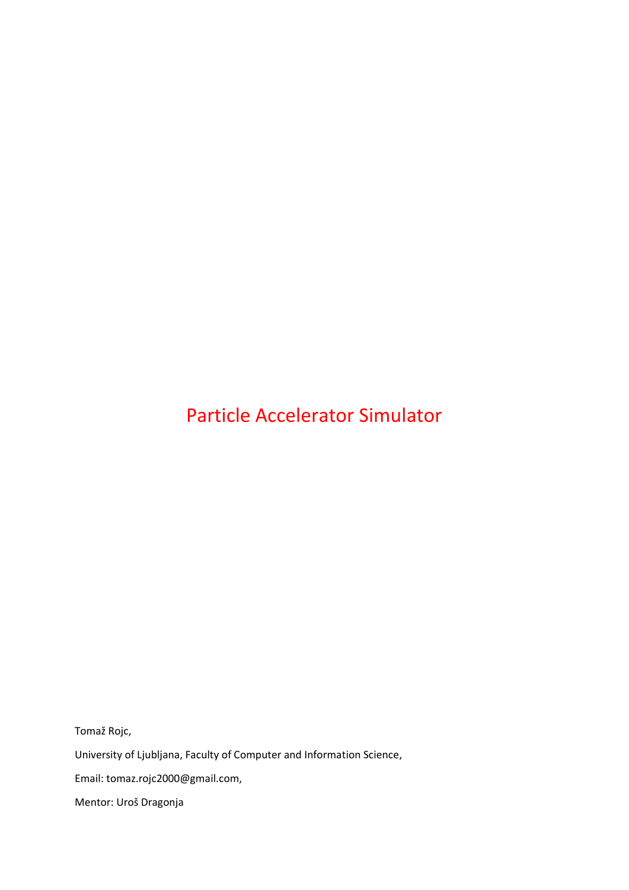# Particle Accelerator Simulator

Tomaž Rojc,

University of Ljubljana, Faculty of Computer and Information Science,

Email: tomaz.rojc2000@gmail.com,

Mentor: Uroš Dragonja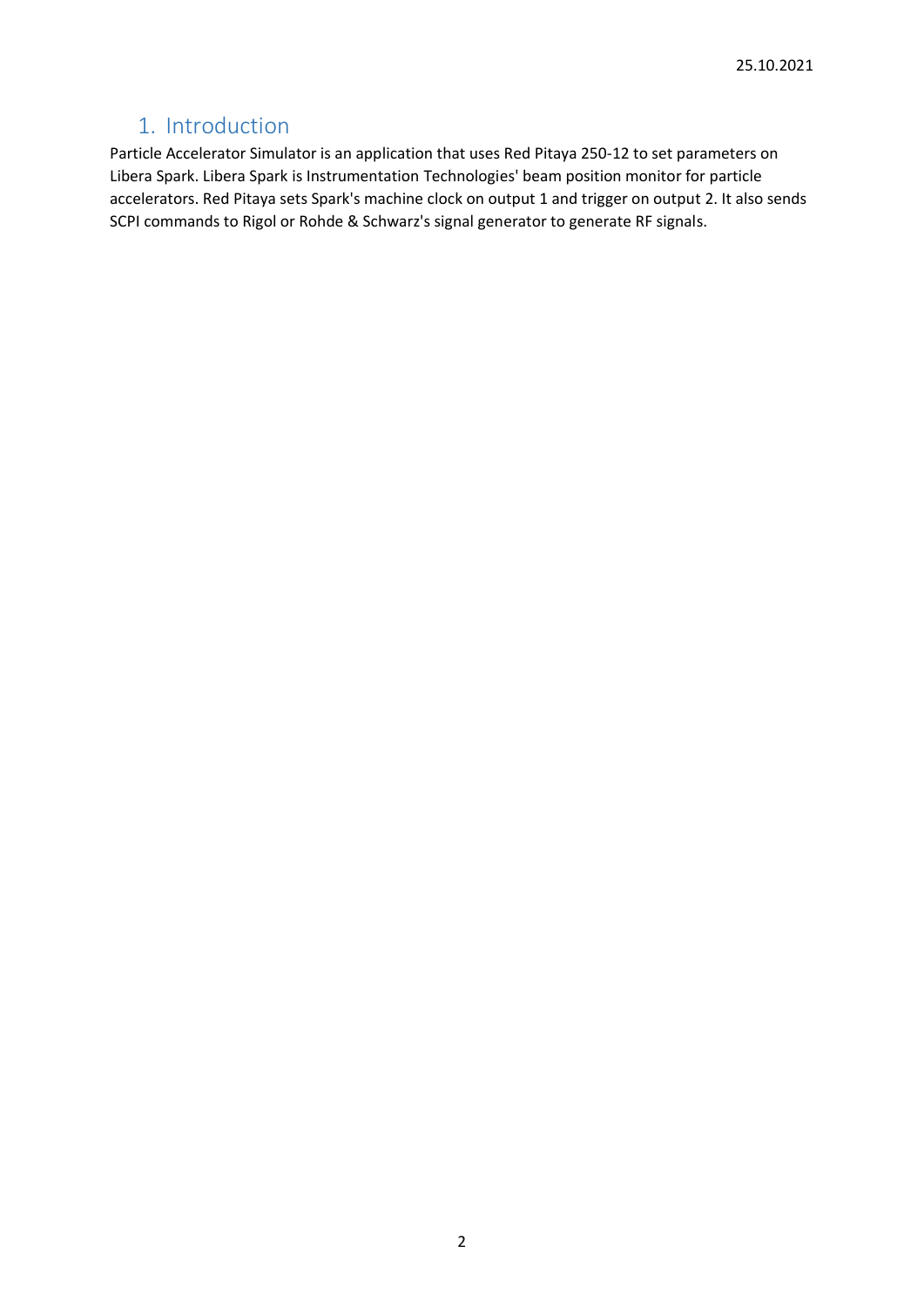## 1. Introduction

Particle Accelerator Simulator is an application that uses Red Pitaya 250-12 to set parameters on Libera Spark. Libera Spark is Instrumentation Technologies' beam position monitor for particle accelerators. Red Pitaya sets Spark's machine clock on output 1 and trigger on output 2. It also sends SCPI commands to Rigol or Rohde & Schwarz's signal generator to generate RF signals.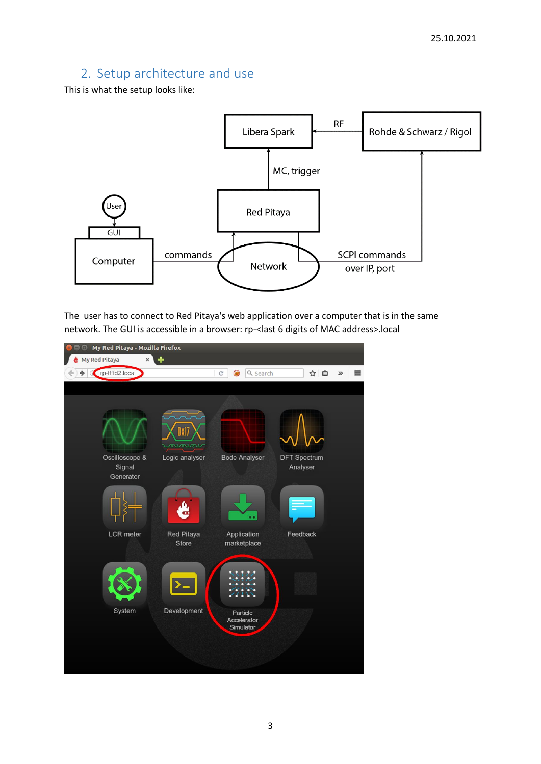## 2. Setup architecture and use

This is what the setup looks like:

The user has to connect to Red Pitaya's web application over a computer that is in the same network. The GUI is accessible in a browser: rp-<last 6 digits of MAC address>.local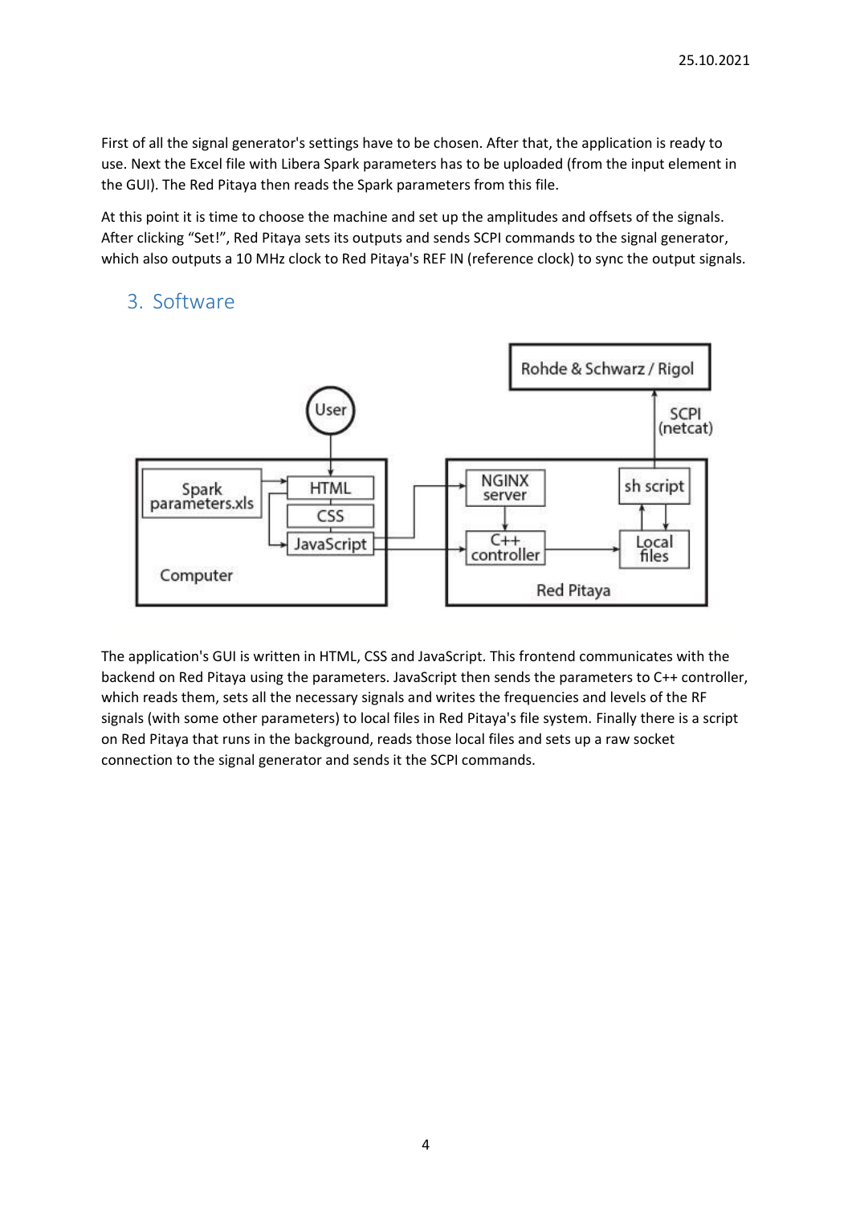First of all the signal generator's settings have to be chosen. After that, the application is ready to use. Next the Excel file with Libera Spark parameters has to be uploaded (from the input element in the GUI). The Red Pitaya then reads the Spark parameters from this file.

At this point it is time to choose the machine and set up the amplitudes and offsets of the signals. After clicking "Set!", Red Pitaya sets its outputs and sends SCPI commands to the signal generator, which also outputs a 10 MHz clock to Red Pitaya's REF IN (reference clock) to sync the output signals.

## 3. Software

The application's GUI is written in HTML, CSS and JavaScript. This frontend communicates with the backend on Red Pitaya using the parameters. JavaScript then sends the parameters to C++ controller, which reads them, sets all the necessary signals and writes the frequencies and levels of the RF signals (with some other parameters) to local files in Red Pitaya's file system. Finally there is a script on Red Pitaya that runs in the background, reads those local files and sets up a raw socket connection to the signal generator and sends it the SCPI commands.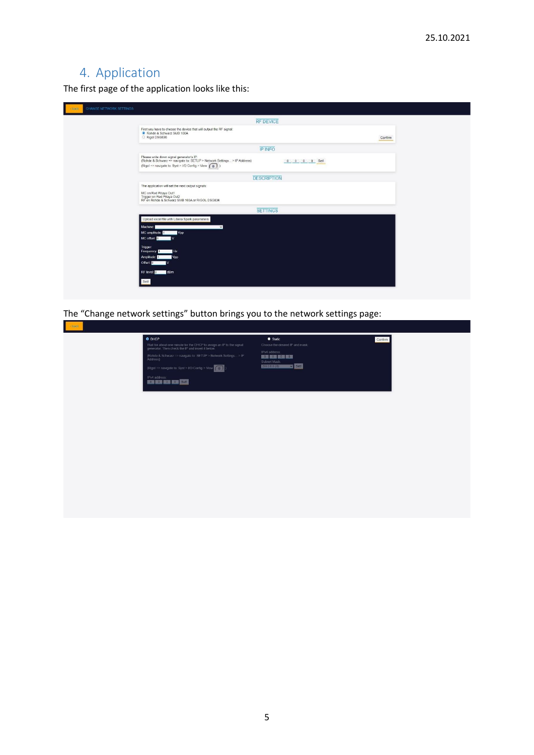## 4. Application

The first page of the application looks like this:

The “Change network settings” button brings you to the network settings page: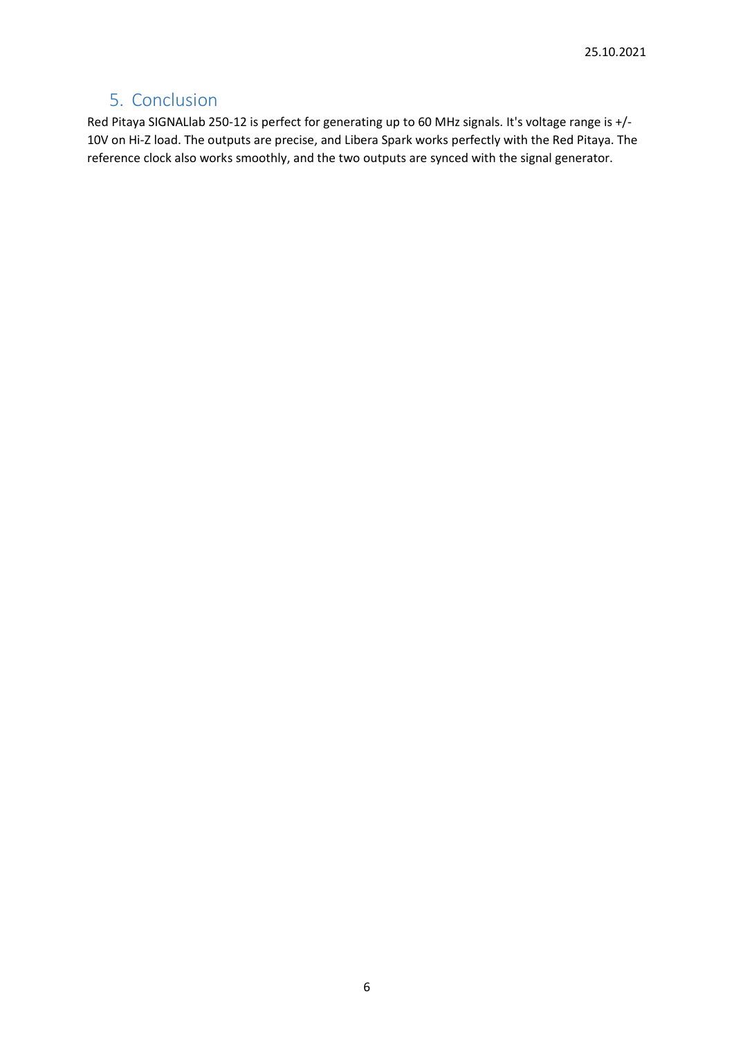## 5. Conclusion

Red Pitaya SIGNALlab 250-12 is perfect for generating up to 60 MHz signals. It's voltage range is +/-10V on Hi-Z load. The outputs are precise, and Libera Spark works perfectly with the Red Pitaya. The reference clock also works smoothly, and the two outputs are synced with the signal generator.